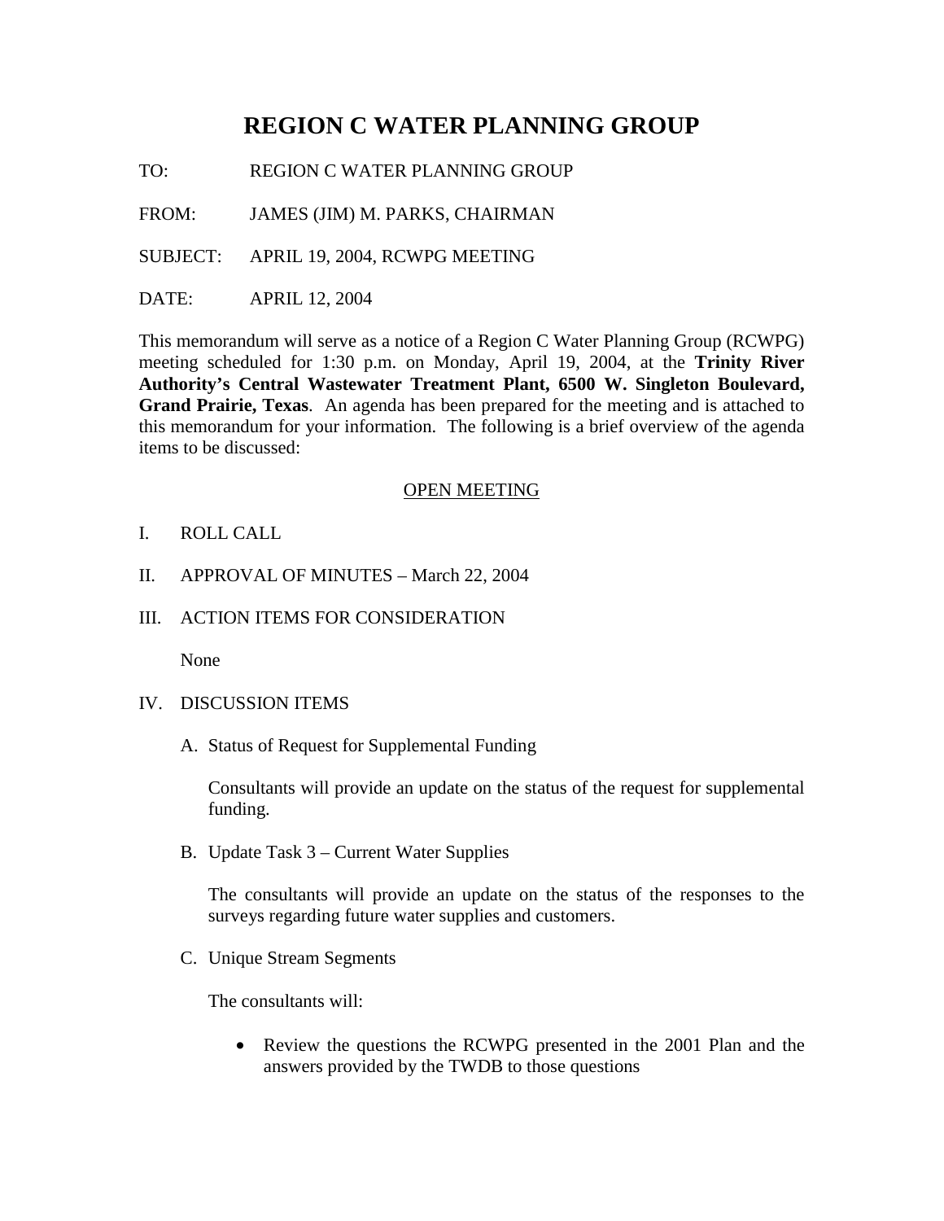# REGION C WATER PLANNING GROUP

TO: REGION C WATER PLANNING GROUP

FROM: JAMES (JIM) M. PARKS, CHAIRMAN

SUBJECT: APRIL 19, 2004, RCWPG MEETING

DATE: APRIL 12, 2004

This memorandum will serve as a notice of a Region C Water Planning Group (RCWPG) meeting scheduled for 1:30 p.m. on Monday, April 19, 2004, at the **Trinity River Authority's Central Wastewater Treatment Plant, 6500 W. Singleton Boulevard, Grand Prairie, Texas**. An agenda has been prepared for the meeting and is attached to this memorandum for your information. The following is a brief overview of the agenda items to be discussed:

<u>OPEN MEETING</u>

I. ROLL CALL

II. APPROVAL OF MINUTES – March 22, 2004

III. ACTION ITEMS FOR CONSIDERATION

None

IV. DISCUSSION ITEMS

A. Status of Request for Supplemental Funding

Consultants will provide an update on the status of the request for supplemental funding.

B. Update Task 3 – Current Water Supplies

The consultants will provide an update on the status of the responses to the surveys regarding future water supplies and customers.

C. Unique Stream Segments

The consultants will:

- Review the questions the RCWPG presented in the 2001 Plan and the answers provided by the TWDB to those questions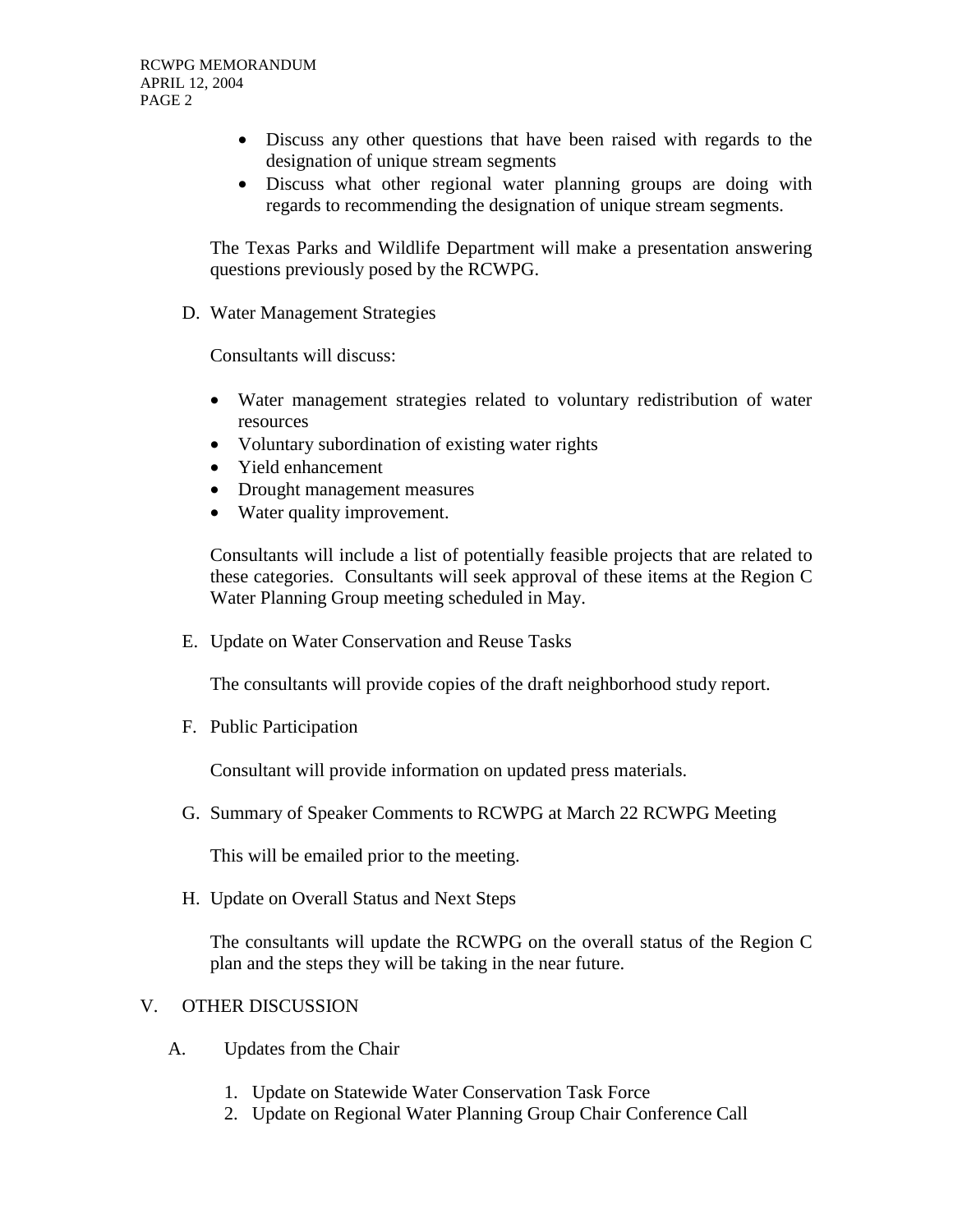- Discuss any other questions that have been raised with regards to the designation of unique stream segments
- Discuss what other regional water planning groups are doing with regards to recommending the designation of unique stream segments.

The Texas Parks and Wildlife Department will make a presentation answering questions previously posed by the RCWPG.

D. Water Management Strategies

Consultants will discuss:

- Water management strategies related to voluntary redistribution of water resources
- Voluntary subordination of existing water rights
- Yield enhancement
- Drought management measures
- Water quality improvement.

Consultants will include a list of potentially feasible projects that are related to these categories. Consultants will seek approval of these items at the Region C Water Planning Group meeting scheduled in May.

E. Update on Water Conservation and Reuse Tasks

The consultants will provide copies of the draft neighborhood study report.

F. Public Participation

Consultant will provide information on updated press materials.

G. Summary of Speaker Comments to RCWPG at March 22 RCWPG Meeting

This will be emailed prior to the meeting.

H. Update on Overall Status and Next Steps

The consultants will update the RCWPG on the overall status of the Region C plan and the steps they will be taking in the near future.

V. OTHER DISCUSSION

A. Updates from the Chair

1. Update on Statewide Water Conservation Task Force
2. Update on Regional Water Planning Group Chair Conference Call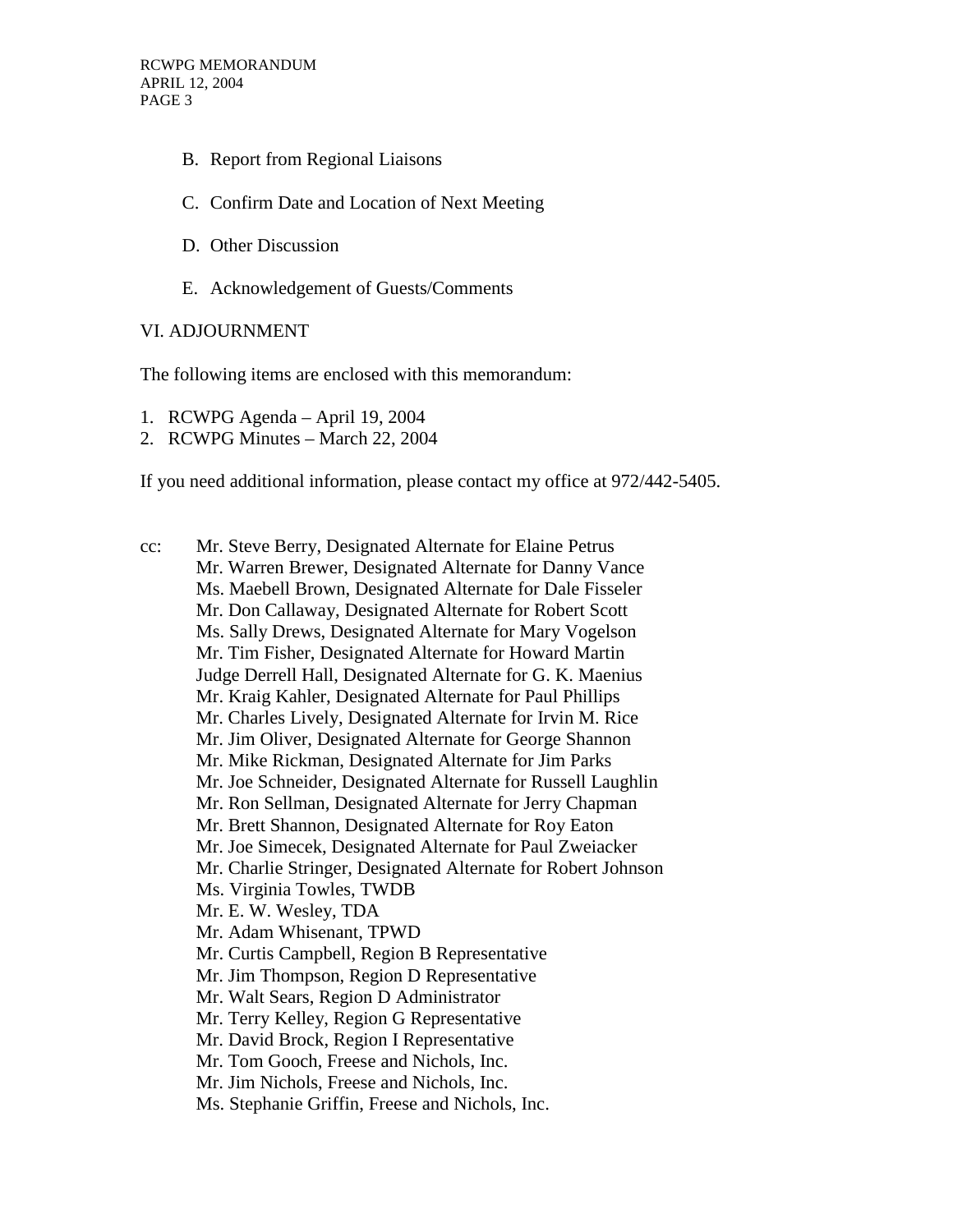B. Report from Regional Liaisons

C. Confirm Date and Location of Next Meeting

D. Other Discussion

E. Acknowledgement of Guests/Comments

VI. ADJOURNMENT

The following items are enclosed with this memorandum:

1. RCWPG Agenda – April 19, 2004
2. RCWPG Minutes – March 22, 2004

If you need additional information, please contact my office at 972/442-5405.

cc: Mr. Steve Berry, Designated Alternate for Elaine Petrus
Mr. Warren Brewer, Designated Alternate for Danny Vance
Ms. Maebell Brown, Designated Alternate for Dale Fisseler
Mr. Don Callaway, Designated Alternate for Robert Scott
Ms. Sally Drews, Designated Alternate for Mary Vogelson
Mr. Tim Fisher, Designated Alternate for Howard Martin
Judge Derrell Hall, Designated Alternate for G. K. Maenius
Mr. Kraig Kahler, Designated Alternate for Paul Phillips
Mr. Charles Lively, Designated Alternate for Irvin M. Rice
Mr. Jim Oliver, Designated Alternate for George Shannon
Mr. Mike Rickman, Designated Alternate for Jim Parks
Mr. Joe Schneider, Designated Alternate for Russell Laughlin
Mr. Ron Sellman, Designated Alternate for Jerry Chapman
Mr. Brett Shannon, Designated Alternate for Roy Eaton
Mr. Joe Simecek, Designated Alternate for Paul Zweiacker
Mr. Charlie Stringer, Designated Alternate for Robert Johnson
Ms. Virginia Towles, TWDB
Mr. E. W. Wesley, TDA
Mr. Adam Whisenant, TPWD
Mr. Curtis Campbell, Region B Representative
Mr. Jim Thompson, Region D Representative
Mr. Walt Sears, Region D Administrator
Mr. Terry Kelley, Region G Representative
Mr. David Brock, Region I Representative
Mr. Tom Gooch, Freese and Nichols, Inc.
Mr. Jim Nichols, Freese and Nichols, Inc.
Ms. Stephanie Griffin, Freese and Nichols, Inc.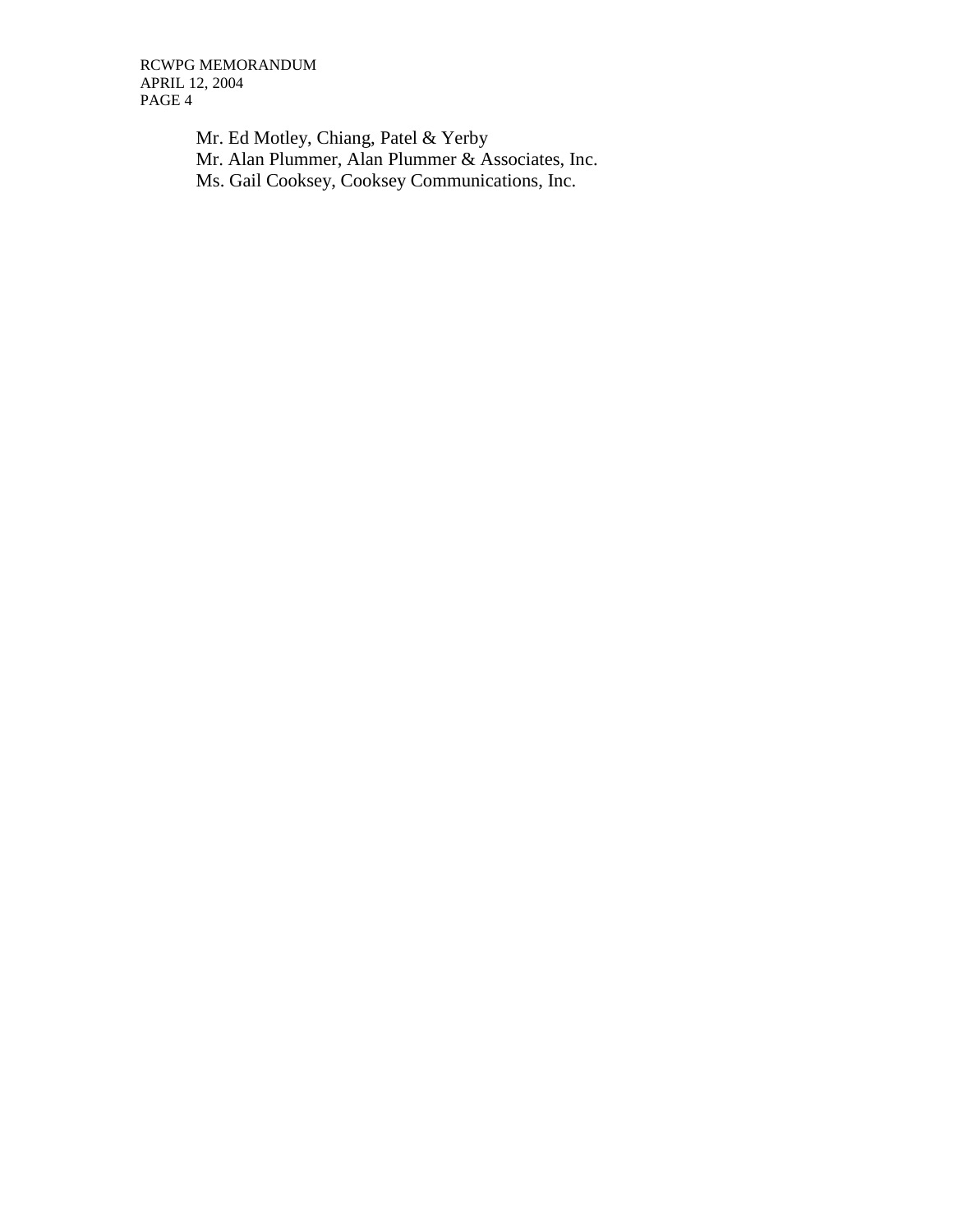Mr. Ed Motley, Chiang, Patel & Yerby
Mr. Alan Plummer, Alan Plummer & Associates, Inc.
Ms. Gail Cooksey, Cooksey Communications, Inc.